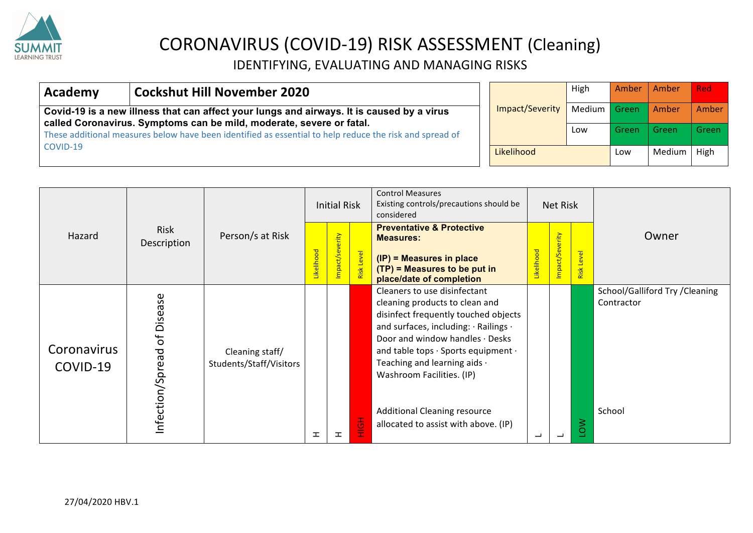# CORONAVIRUS (COVID-19) RISK ASSESSMENT (Cleaning)

## IDENTIFYING, EVALUATING AND MANAGING RISKS

| **Academy** | **Cockshut Hill November 2020** |
|---|---|

**Covid-19 is a new illness that can affect your lungs and airways. It is caused by a virus called Coronavirus. Symptoms can be mild, moderate, severe or fatal.**

These additional measures below have been identified as essential to help reduce the risk and spread of COVID-19

| Impact/Severity | | | | |
|---|---|---|---|---|
| Impact/Severity | High | Amber | Amber | Red |
| | Medium | Green | Amber | Amber |
| | Low | Green | Green | Green |
| Likelihood | | Low | Medium | High |

| Hazard | Risk Description | Person/s at Risk | Initial Risk | | | Control Measures Existing controls/precautions should be considered | Net Risk | | | Owner |
|---|---|---|---|---|---|---|---|---|---|---|
| | | | Likelihood | Impact/Severity | Risk Level | **Preventative & Protective Measures:** **(IP) = Measures in place** **(TP) = Measures to be put in place/date of completion** | Likelihood | Impact/Severity | Risk Level | |
| Coronavirus COVID-19 | Infection/Spread of Disease | Cleaning staff/ Students/Staff/Visitors | H | H | HIGH | Cleaners to use disinfectant cleaning products to clean and disinfect frequently touched objects and surfaces, including: · Railings · Door and window handles · Desks and table tops · Sports equipment · Teaching and learning aids · Washroom Facilities. (IP) | L | L | LOW | School/Galliford Try /Cleaning Contractor |
| | | | | | | Additional Cleaning resource allocated to assist with above. (IP) | | | | School |

27/04/2020 HBV.1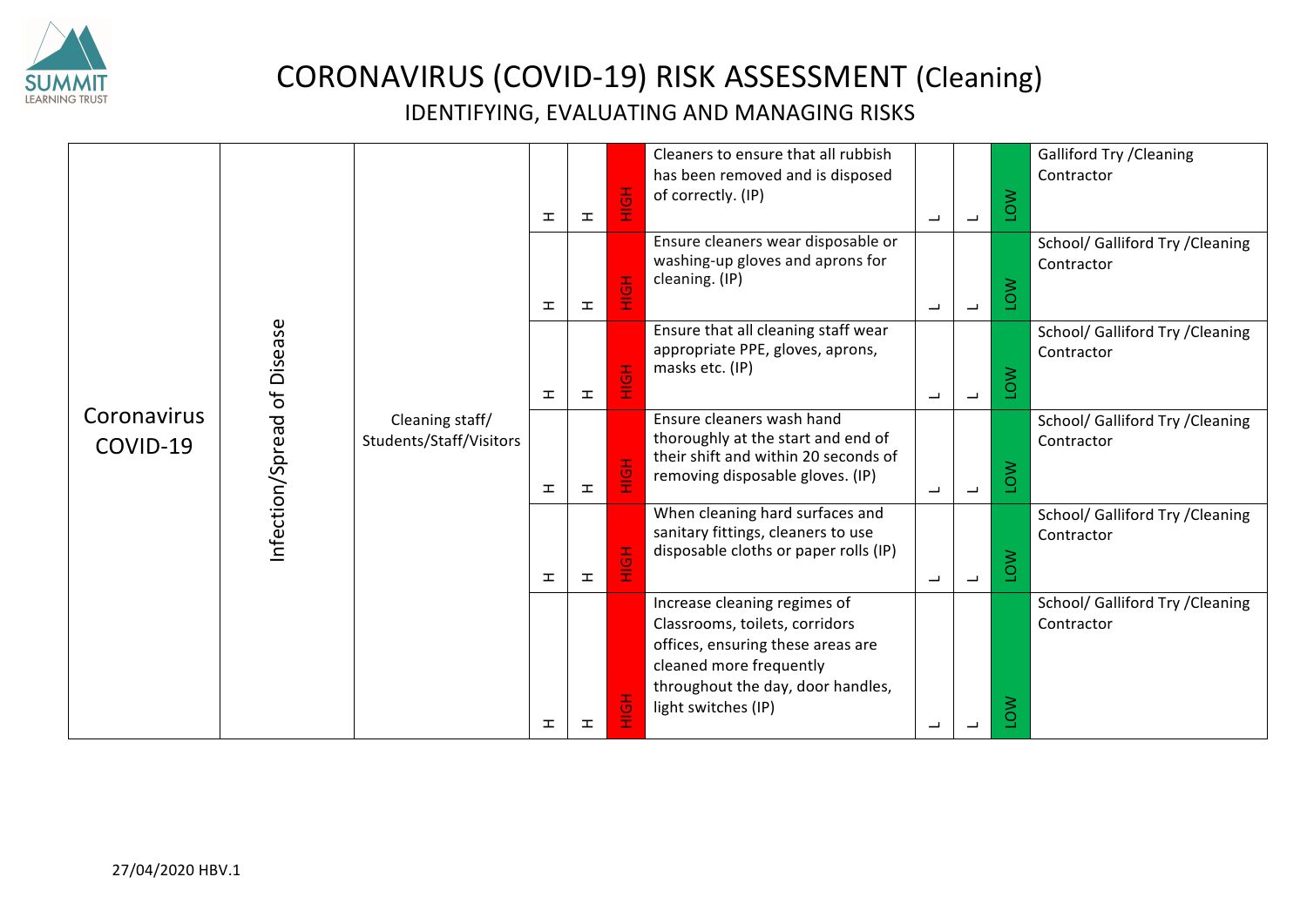# CORONAVIRUS (COVID-19) RISK ASSESSMENT (Cleaning)

## IDENTIFYING, EVALUATING AND MANAGING RISKS

| | | | | | | | | | | |
|---|---|---|---|---|---|---|---|---|---|---|
| Coronavirus COVID-19 | Infection/Spread of Disease | Cleaning staff/ Students/Staff/Visitors | H | H | HIGH | Cleaners to ensure that all rubbish has been removed and is disposed of correctly. (IP) | L | L | LOW | Galliford Try /Cleaning Contractor |
| | | | H | H | HIGH | Ensure cleaners wear disposable or washing-up gloves and aprons for cleaning. (IP) | L | L | LOW | School/ Galliford Try /Cleaning Contractor |
| | | | H | H | HIGH | Ensure that all cleaning staff wear appropriate PPE, gloves, aprons, masks etc. (IP) | L | L | LOW | School/ Galliford Try /Cleaning Contractor |
| | | | H | H | HIGH | Ensure cleaners wash hand thoroughly at the start and end of their shift and within 20 seconds of removing disposable gloves. (IP) | L | L | LOW | School/ Galliford Try /Cleaning Contractor |
| | | | H | H | HIGH | When cleaning hard surfaces and sanitary fittings, cleaners to use disposable cloths or paper rolls (IP) | L | L | LOW | School/ Galliford Try /Cleaning Contractor |
| | | | H | H | HIGH | Increase cleaning regimes of Classrooms, toilets, corridors offices, ensuring these areas are cleaned more frequently throughout the day, door handles, light switches (IP) | L | L | LOW | School/ Galliford Try /Cleaning Contractor |

27/04/2020 HBV.1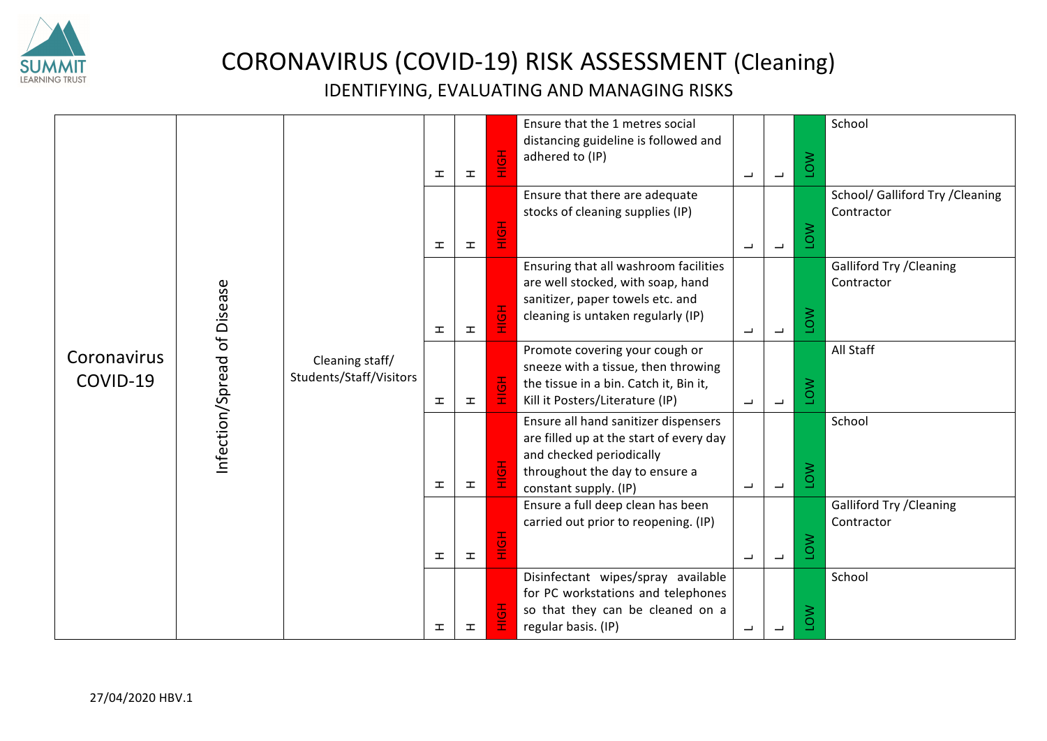# CORONAVIRUS (COVID-19) RISK ASSESSMENT (Cleaning)

## IDENTIFYING, EVALUATING AND MANAGING RISKS

| | | | | | | | | | | |
|---|---|---|---|---|---|---|---|---|---|---|
| Coronavirus COVID-19 | Infection/Spread of Disease | Cleaning staff/ Students/Staff/Visitors | H | H | HIGH | Ensure that the 1 metres social distancing guideline is followed and adhered to (IP) | L | L | LOW | School |
| | | | H | H | HIGH | Ensure that there are adequate stocks of cleaning supplies (IP) | L | L | LOW | School/ Galliford Try /Cleaning Contractor |
| | | | H | H | HIGH | Ensuring that all washroom facilities are well stocked, with soap, hand sanitizer, paper towels etc. and cleaning is untaken regularly (IP) | L | L | LOW | Galliford Try /Cleaning Contractor |
| | | | H | H | HIGH | Promote covering your cough or sneeze with a tissue, then throwing the tissue in a bin. Catch it, Bin it, Kill it Posters/Literature (IP) | L | L | LOW | All Staff |
| | | | H | H | HIGH | Ensure all hand sanitizer dispensers are filled up at the start of every day and checked periodically throughout the day to ensure a constant supply. (IP) | L | L | LOW | School |
| | | | H | H | HIGH | Ensure a full deep clean has been carried out prior to reopening. (IP) | L | L | LOW | Galliford Try /Cleaning Contractor |
| | | | H | H | HIGH | Disinfectant wipes/spray available for PC workstations and telephones so that they can be cleaned on a regular basis. (IP) | L | L | LOW | School |

27/04/2020 HBV.1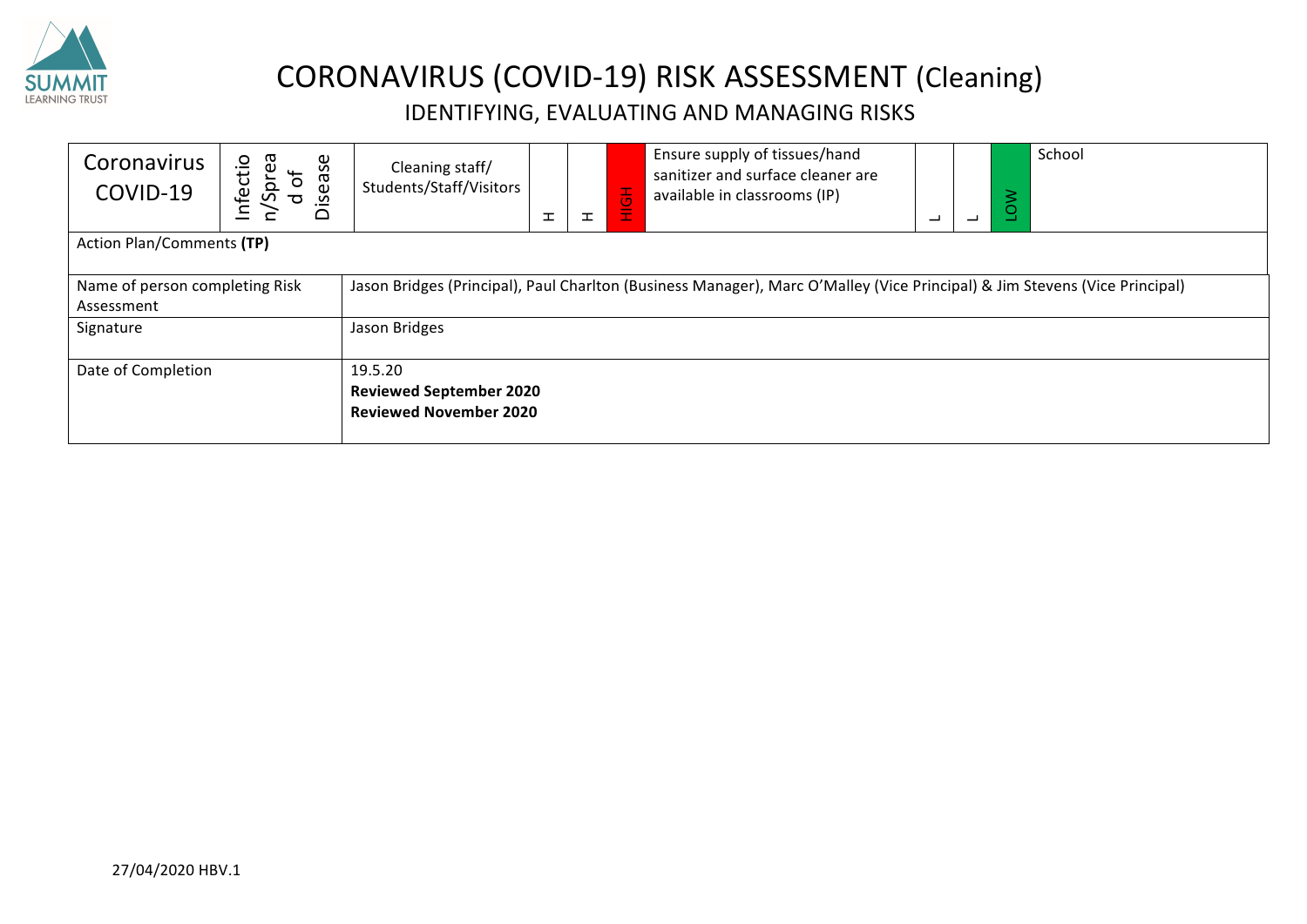# CORONAVIRUS (COVID-19) RISK ASSESSMENT (Cleaning)

## IDENTIFYING, EVALUATING AND MANAGING RISKS

| | | | | | | | | | | |
|---|---|---|---|---|---|---|---|---|---|---|
| Coronavirus COVID-19 | Infection/Spread of Disease | Cleaning staff/ Students/Staff/Visitors | H | H | HIGH | Ensure supply of tissues/hand sanitizer and surface cleaner are available in classrooms (IP) | L | L | LOW | School |
| Action Plan/Comments **(TP)** | | | | | | | | | | |

| | |
|---|---|
| Name of person completing Risk Assessment | Jason Bridges (Principal), Paul Charlton (Business Manager), Marc O'Malley (Vice Principal) & Jim Stevens (Vice Principal) |
| Signature | Jason Bridges |
| Date of Completion | 19.5.20<br>**Reviewed September 2020**<br>**Reviewed November 2020** |

27/04/2020 HBV.1